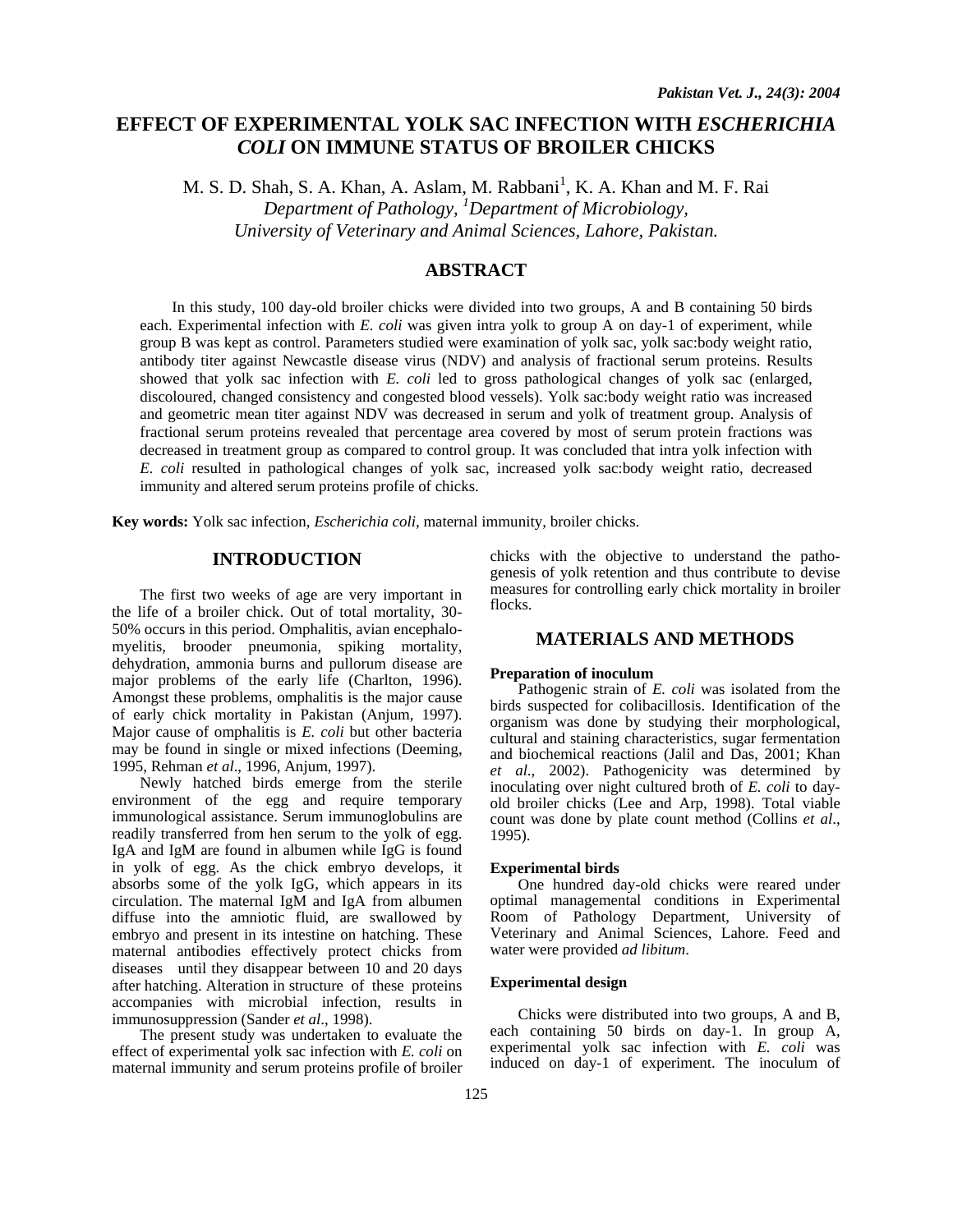# EFFECT OF EXPERIMENTAL YOLK SAC INFECTION WITH *ESCHERICHIA COLI* ON IMMUNE STATUS OF BROILER CHICKS

M. S. D. Shah, S. A. Khan, A. Aslam, M. Rabbani[1], K. A. Khan and M. F. Rai

*Department of Pathology, [1]Department of Microbiology, University of Veterinary and Animal Sciences, Lahore, Pakistan.*

## ABSTRACT

In this study, 100 day-old broiler chicks were divided into two groups, A and B containing 50 birds each. Experimental infection with *E. coli* was given intra yolk to group A on day-1 of experiment, while group B was kept as control. Parameters studied were examination of yolk sac, yolk sac:body weight ratio, antibody titer against Newcastle disease virus (NDV) and analysis of fractional serum proteins. Results showed that yolk sac infection with *E. coli* led to gross pathological changes of yolk sac (enlarged, discoloured, changed consistency and congested blood vessels). Yolk sac:body weight ratio was increased and geometric mean titer against NDV was decreased in serum and yolk of treatment group. Analysis of fractional serum proteins revealed that percentage area covered by most of serum protein fractions was decreased in treatment group as compared to control group. It was concluded that intra yolk infection with *E. coli* resulted in pathological changes of yolk sac, increased yolk sac:body weight ratio, decreased immunity and altered serum proteins profile of chicks.

**Key words:** Yolk sac infection, *Escherichia coli*, maternal immunity, broiler chicks.

## INTRODUCTION

The first two weeks of age are very important in the life of a broiler chick. Out of total mortality, 30-50% occurs in this period. Omphalitis, avian encephalomyelitis, brooder pneumonia, spiking mortality, dehydration, ammonia burns and pullorum disease are major problems of the early life (Charlton, 1996). Amongst these problems, omphalitis is the major cause of early chick mortality in Pakistan (Anjum, 1997). Major cause of omphalitis is *E. coli* but other bacteria may be found in single or mixed infections (Deeming, 1995, Rehman *et al*., 1996, Anjum, 1997).

Newly hatched birds emerge from the sterile environment of the egg and require temporary immunological assistance. Serum immunoglobulins are readily transferred from hen serum to the yolk of egg. IgA and IgM are found in albumen while IgG is found in yolk of egg. As the chick embryo develops, it absorbs some of the yolk IgG, which appears in its circulation. The maternal IgM and IgA from albumen diffuse into the amniotic fluid, are swallowed by embryo and present in its intestine on hatching. These maternal antibodies effectively protect chicks from diseases until they disappear between 10 and 20 days after hatching. Alteration in structure of these proteins accompanies with microbial infection, results in immunosuppression (Sander *et al*., 1998).

The present study was undertaken to evaluate the effect of experimental yolk sac infection with *E. coli* on maternal immunity and serum proteins profile of broiler chicks with the objective to understand the pathogenesis of yolk retention and thus contribute to devise measures for controlling early chick mortality in broiler flocks.

## MATERIALS AND METHODS

### Preparation of inoculum

Pathogenic strain of *E. coli* was isolated from the birds suspected for colibacillosis. Identification of the organism was done by studying their morphological, cultural and staining characteristics, sugar fermentation and biochemical reactions (Jalil and Das, 2001; Khan *et al.,* 2002). Pathogenicity was determined by inoculating over night cultured broth of *E. coli* to day-old broiler chicks (Lee and Arp, 1998). Total viable count was done by plate count method (Collins *et al*., 1995).

### Experimental birds

One hundred day-old chicks were reared under optimal managemental conditions in Experimental Room of Pathology Department, University of Veterinary and Animal Sciences, Lahore. Feed and water were provided *ad libitum*.

### Experimental design

Chicks were distributed into two groups, A and B, each containing 50 birds on day-1. In group A, experimental yolk sac infection with *E. coli* was induced on day-1 of experiment. The inoculum of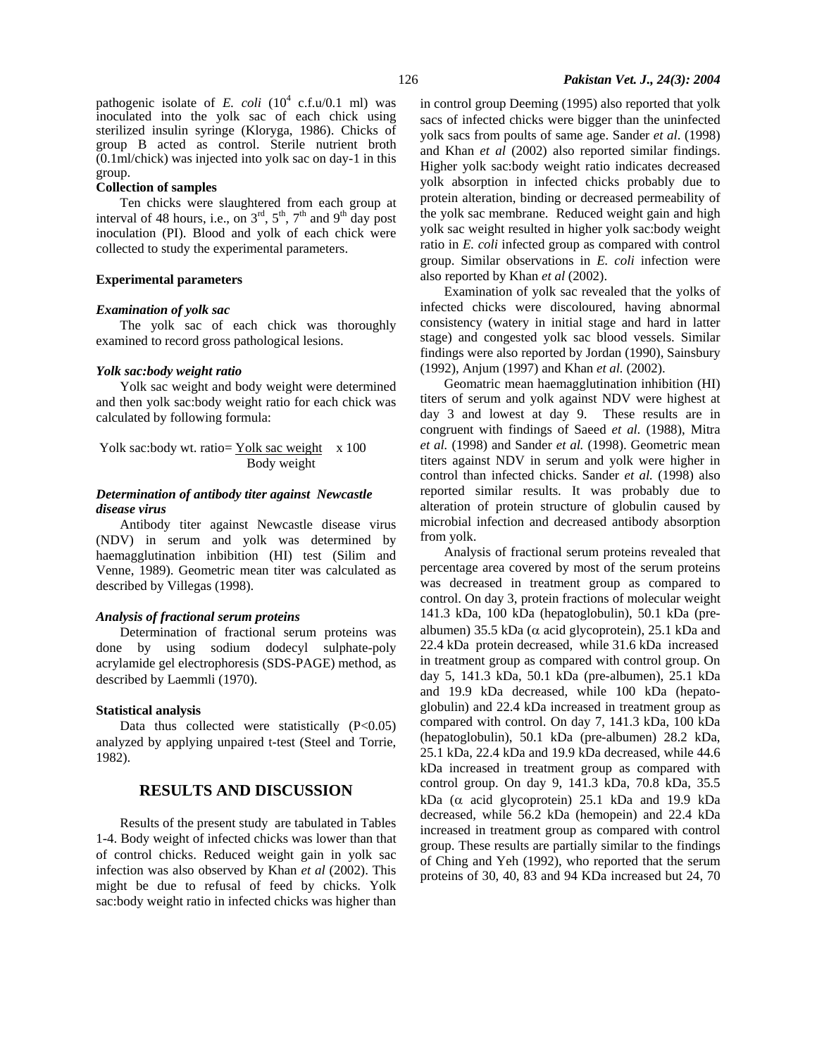pathogenic isolate of *E. coli* ($10^4$ c.f.u/0.1 ml) was inoculated into the yolk sac of each chick using sterilized insulin syringe (Kloryga, 1986). Chicks of group B acted as control. Sterile nutrient broth (0.1ml/chick) was injected into yolk sac on day-1 in this group.

**Collection of samples**

Ten chicks were slaughtered from each group at interval of 48 hours, i.e., on 3rd, 5th, 7th and 9th day post inoculation (PI). Blood and yolk of each chick were collected to study the experimental parameters.

**Experimental parameters**

***Examination of yolk sac***

The yolk sac of each chick was thoroughly examined to record gross pathological lesions.

***Yolk sac:body weight ratio***

Yolk sac weight and body weight were determined and then yolk sac:body weight ratio for each chick was calculated by following formula:

$$\text{Yolk sac:body wt. ratio} = \frac{\text{Yolk sac weight}}{\text{Body weight}} \times 100$$

***Determination of antibody titer against Newcastle disease virus***

Antibody titer against Newcastle disease virus (NDV) in serum and yolk was determined by haemagglutination inbibition (HI) test (Silim and Venne, 1989). Geometric mean titer was calculated as described by Villegas (1998).

***Analysis of fractional serum proteins***

Determination of fractional serum proteins was done by using sodium dodecyl sulphate-poly acrylamide gel electrophoresis (SDS-PAGE) method, as described by Laemmli (1970).

**Statistical analysis**

Data thus collected were statistically ($P<0.05$) analyzed by applying unpaired t-test (Steel and Torrie, 1982).

## RESULTS AND DISCUSSION

Results of the present study are tabulated in Tables 1-4. Body weight of infected chicks was lower than that of control chicks. Reduced weight gain in yolk sac infection was also observed by Khan *et al* (2002). This might be due to refusal of feed by chicks. Yolk sac:body weight ratio in infected chicks was higher than in control group Deeming (1995) also reported that yolk sacs of infected chicks were bigger than the uninfected yolk sacs from poults of same age. Sander *et al*. (1998) and Khan *et al* (2002) also reported similar findings. Higher yolk sac:body weight ratio indicates decreased yolk absorption in infected chicks probably due to protein alteration, binding or decreased permeability of the yolk sac membrane. Reduced weight gain and high yolk sac weight resulted in higher yolk sac:body weight ratio in *E. coli* infected group as compared with control group. Similar observations in *E. coli* infection were also reported by Khan *et al* (2002).

Examination of yolk sac revealed that the yolks of infected chicks were discoloured, having abnormal consistency (watery in initial stage and hard in latter stage) and congested yolk sac blood vessels. Similar findings were also reported by Jordan (1990), Sainsbury (1992), Anjum (1997) and Khan *et al.* (2002).

Geomatric mean haemagglutination inhibition (HI) titers of serum and yolk against NDV were highest at day 3 and lowest at day 9. These results are in congruent with findings of Saeed *et al.* (1988), Mitra *et al.* (1998) and Sander *et al.* (1998). Geometric mean titers against NDV in serum and yolk were higher in control than infected chicks. Sander *et al.* (1998) also reported similar results. It was probably due to alteration of protein structure of globulin caused by microbial infection and decreased antibody absorption from yolk.

Analysis of fractional serum proteins revealed that percentage area covered by most of the serum proteins was decreased in treatment group as compared to control. On day 3, protein fractions of molecular weight 141.3 kDa, 100 kDa (hepatoglobulin), 50.1 kDa (pre-albumen) 35.5 kDa ($\alpha$ acid glycoprotein), 25.1 kDa and 22.4 kDa protein decreased, while 31.6 kDa increased in treatment group as compared with control group. On day 5, 141.3 kDa, 50.1 kDa (pre-albumen), 25.1 kDa and 19.9 kDa decreased, while 100 kDa (hepato-globulin) and 22.4 kDa increased in treatment group as compared with control. On day 7, 141.3 kDa, 100 kDa (hepatoglobulin), 50.1 kDa (pre-albumen) 28.2 kDa, 25.1 kDa, 22.4 kDa and 19.9 kDa decreased, while 44.6 kDa increased in treatment group as compared with control group. On day 9, 141.3 kDa, 70.8 kDa, 35.5 kDa ($\alpha$ acid glycoprotein) 25.1 kDa and 19.9 kDa decreased, while 56.2 kDa (hemopein) and 22.4 kDa increased in treatment group as compared with control group. These results are partially similar to the findings of Ching and Yeh (1992), who reported that the serum proteins of 30, 40, 83 and 94 KDa increased but 24, 70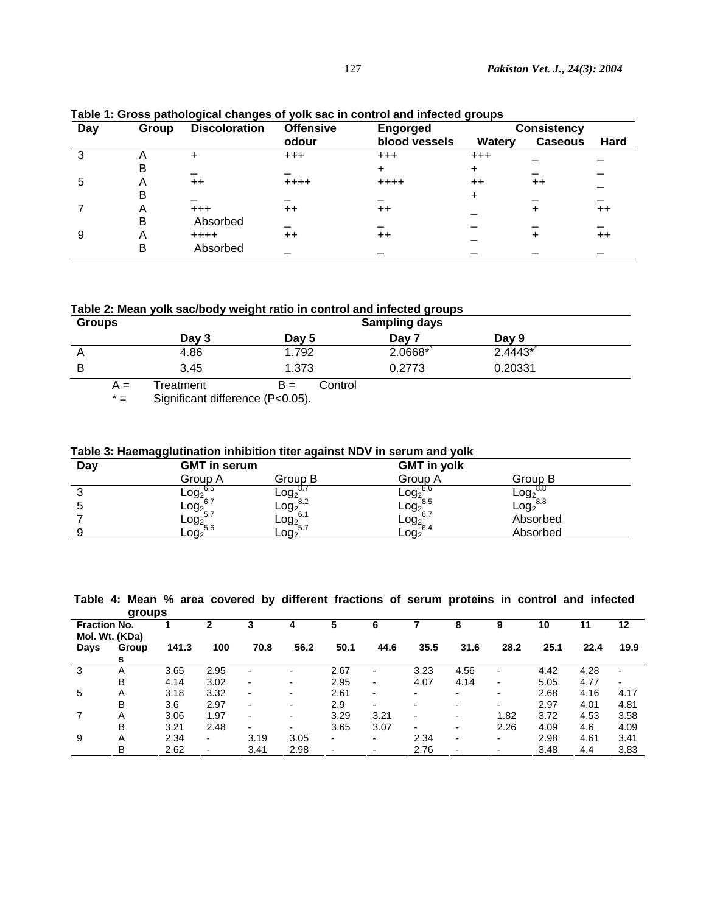**Table 1: Gross pathological changes of yolk sac in control and infected groups**

| Day | Group | Discoloration | Offensive odour | Engorged blood vessels | Consistency | | |
|---|---|---|---|---|---|---|---|
| | | | | | Watery | Caseous | Hard |
| 3 | A | + | +++ | +++ | +++ | _ | _ |
| | B | _ | _ | + | + | _ | _ |
| 5 | A | ++ | ++++ | ++++ | ++ | ++ | _ |
| | B | _ | _ | _ | + | _ | _ |
| 7 | A | +++ | ++ | ++ | _ | + | ++ |
| | B | Absorbed | _ | _ | _ | _ | _ |
| 9 | A | ++++ | ++ | ++ | _ | + | ++ |
| | B | Absorbed | _ | _ | _ | _ | _ |

**Table 2: Mean yolk sac/body weight ratio in control and infected groups**

| Groups | Sampling days | | | |
|---|---|---|---|---|
| | Day 3 | Day 5 | Day 7 | Day 9 |
| A | 4.86 | 1.792 | 2.0668* | 2.4443* |
| B | 3.45 | 1.373 | 0.2773 | 0.20331 |

A = Treatment B = Control

* = Significant difference ($P<0.05$).

**Table 3: Haemagglutination inhibition titer against NDV in serum and yolk**

| Day | GMT in serum | | GMT in yolk | |
|---|---|---|---|---|
| | Group A | Group B | Group A | Group B |
| 3 | $Log_2^{6.5}$ | $Log_2^{8.7}$ | $Log_2^{8.6}$ | $Log_2^{8.8}$ |
| 5 | $Log_2^{6.7}$ | $Log_2^{8.2}$ | $Log_2^{8.5}$ | $Log_2^{8.8}$ |
| 7 | $Log_2^{5.7}$ | $Log_2^{6.1}$ | $Log_2^{6.7}$ | Absorbed |
| 9 | $Log_2^{5.6}$ | $Log_2^{5.7}$ | $Log_2^{6.4}$ | Absorbed |

**Table 4: Mean % area covered by different fractions of serum proteins in control and infected groups**

| Fraction No. | | 1 | 2 | 3 | 4 | 5 | 6 | 7 | 8 | 9 | 10 | 11 | 12 |
|---|---|---|---|---|---|---|---|---|---|---|---|---|---|
| Mol. Wt. (KDa) | | | | | | | | | | | | | |
| Days | Groups | 141.3 | 100 | 70.8 | 56.2 | 50.1 | 44.6 | 35.5 | 31.6 | 28.2 | 25.1 | 22.4 | 19.9 |
| 3 | A | 3.65 | 2.95 | - | - | 2.67 | - | 3.23 | 4.56 | - | 4.42 | 4.28 | - |
| | B | 4.14 | 3.02 | - | - | 2.95 | - | 4.07 | 4.14 | - | 5.05 | 4.77 | - |
| 5 | A | 3.18 | 3.32 | - | - | 2.61 | - | - | - | - | 2.68 | 4.16 | 4.17 |
| | B | 3.6 | 2.97 | - | - | 2.9 | - | - | - | - | 2.97 | 4.01 | 4.81 |
| 7 | A | 3.06 | 1.97 | - | - | 3.29 | 3.21 | - | - | 1.82 | 3.72 | 4.53 | 3.58 |
| | B | 3.21 | 2.48 | - | - | 3.65 | 3.07 | - | - | 2.26 | 4.09 | 4.6 | 4.09 |
| 9 | A | 2.34 | - | 3.19 | 3.05 | - | - | 2.34 | - | - | 2.98 | 4.61 | 3.41 |
| | B | 2.62 | - | 3.41 | 2.98 | - | - | 2.76 | - | - | 3.48 | 4.4 | 3.83 |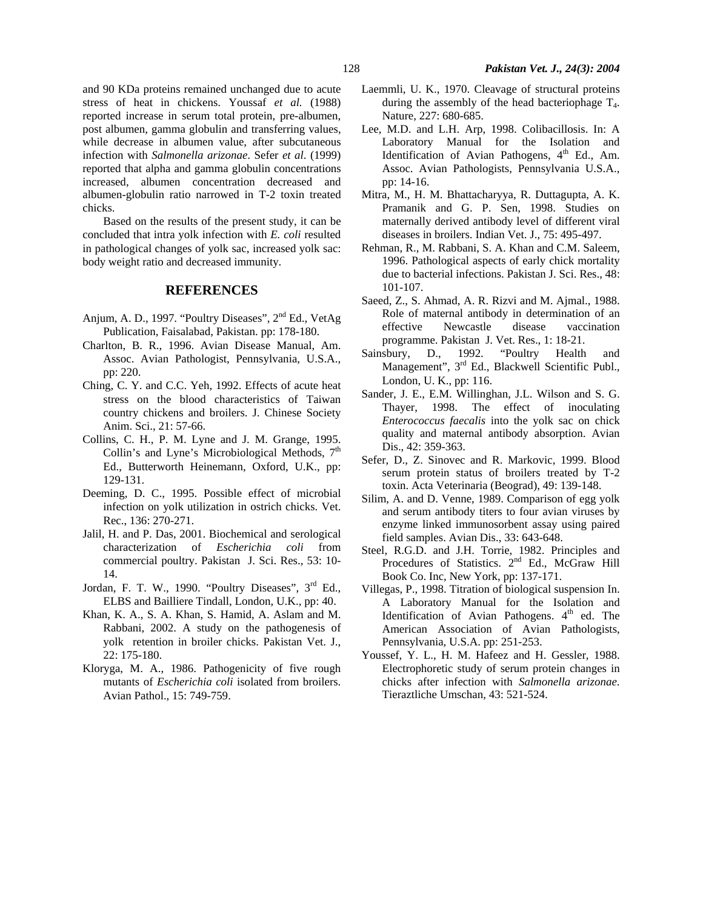and 90 KDa proteins remained unchanged due to acute stress of heat in chickens. Youssaf *et al.* (1988) reported increase in serum total protein, pre-albumen, post albumen, gamma globulin and transferring values, while decrease in albumen value, after subcutaneous infection with *Salmonella arizonae*. Sefer *et al*. (1999) reported that alpha and gamma globulin concentrations increased, albumen concentration decreased and albumen-globulin ratio narrowed in T-2 toxin treated chicks.

Based on the results of the present study, it can be concluded that intra yolk infection with *E. coli* resulted in pathological changes of yolk sac, increased yolk sac: body weight ratio and decreased immunity.

## REFERENCES

Anjum, A. D., 1997. "Poultry Diseases", 2nd Ed., VetAg Publication, Faisalabad, Pakistan. pp: 178-180.

Charlton, B. R., 1996. Avian Disease Manual, Am. Assoc. Avian Pathologist, Pennsylvania, U.S.A., pp: 220.

Ching, C. Y. and C.C. Yeh, 1992. Effects of acute heat stress on the blood characteristics of Taiwan country chickens and broilers. J. Chinese Society Anim. Sci., 21: 57-66.

Collins, C. H., P. M. Lyne and J. M. Grange, 1995. Collin's and Lyne's Microbiological Methods, 7th Ed., Butterworth Heinemann, Oxford, U.K., pp: 129-131.

Deeming, D. C., 1995. Possible effect of microbial infection on yolk utilization in ostrich chicks. Vet. Rec., 136: 270-271.

Jalil, H. and P. Das, 2001. Biochemical and serological characterization of *Escherichia coli* from commercial poultry. Pakistan J. Sci. Res., 53: 10-14.

Jordan, F. T. W., 1990. "Poultry Diseases", 3rd Ed., ELBS and Bailliere Tindall, London, U.K., pp: 40.

Khan, K. A., S. A. Khan, S. Hamid, A. Aslam and M. Rabbani, 2002. A study on the pathogenesis of yolk retention in broiler chicks. Pakistan Vet. J., 22: 175-180.

Kloryga, M. A., 1986. Pathogenicity of five rough mutants of *Escherichia coli* isolated from broilers. Avian Pathol., 15: 749-759.

Laemmli, U. K., 1970. Cleavage of structural proteins during the assembly of the head bacteriophage $T_4$. Nature, 227: 680-685.

Lee, M.D. and L.H. Arp, 1998. Colibacillosis. In: A Laboratory Manual for the Isolation and Identification of Avian Pathogens, 4th Ed., Am. Assoc. Avian Pathologists, Pennsylvania U.S.A., pp: 14-16.

Mitra, M., H. M. Bhattacharyya, R. Duttagupta, A. K. Pramanik and G. P. Sen, 1998. Studies on maternally derived antibody level of different viral diseases in broilers. Indian Vet. J., 75: 495-497.

Rehman, R., M. Rabbani, S. A. Khan and C.M. Saleem, 1996. Pathological aspects of early chick mortality due to bacterial infections. Pakistan J. Sci. Res., 48: 101-107.

Saeed, Z., S. Ahmad, A. R. Rizvi and M. Ajmal., 1988. Role of maternal antibody in determination of an effective Newcastle disease vaccination programme. Pakistan J. Vet. Res., 1: 18-21.

Sainsbury, D., 1992. "Poultry Health and Management", 3rd Ed., Blackwell Scientific Publ., London, U. K., pp: 116.

Sander, J. E., E.M. Willinghan, J.L. Wilson and S. G. Thayer, 1998. The effect of inoculating *Enterococcus faecalis* into the yolk sac on chick quality and maternal antibody absorption. Avian Dis., 42: 359-363.

Sefer, D., Z. Sinovec and R. Markovic, 1999. Blood serum protein status of broilers treated by T-2 toxin. Acta Veterinaria (Beograd), 49: 139-148.

Silim, A. and D. Venne, 1989. Comparison of egg yolk and serum antibody titers to four avian viruses by enzyme linked immunosorbent assay using paired field samples. Avian Dis., 33: 643-648.

Steel, R.G.D. and J.H. Torrie, 1982. Principles and Procedures of Statistics. 2nd Ed., McGraw Hill Book Co. Inc, New York, pp: 137-171.

Villegas, P., 1998. Titration of biological suspension In. A Laboratory Manual for the Isolation and Identification of Avian Pathogens. 4th ed. The American Association of Avian Pathologists, Pennsylvania, U.S.A. pp: 251-253.

Youssef, Y. L., H. M. Hafeez and H. Gessler, 1988. Electrophoretic study of serum protein changes in chicks after infection with *Salmonella arizonae*. Tieraztliche Umschan, 43: 521-524.